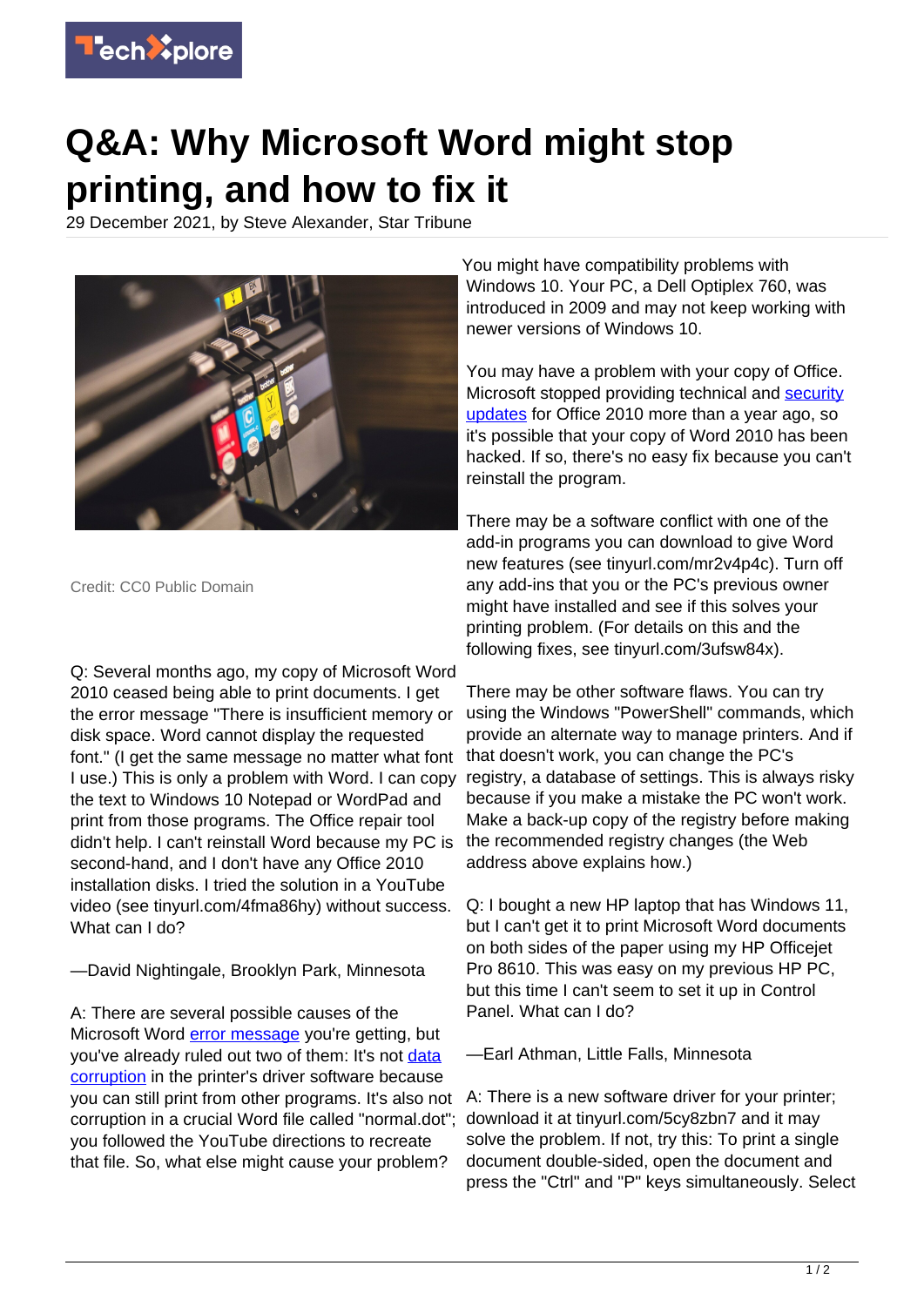# Q&A: Why Microsoft Word might stop printing, and how to fix it

29 December 2021, by Steve Alexander, Star Tribune

Credit: CC0 Public Domain

Q: Several months ago, my copy of Microsoft Word 2010 ceased being able to print documents. I get the error message "There is insufficient memory or disk space. Word cannot display the requested font." (I get the same message no matter what font I use.) This is only a problem with Word. I can copy the text to Windows 10 Notepad or WordPad and print from those programs. The Office repair tool didn't help. I can't reinstall Word because my PC is second-hand, and I don't have any Office 2010 installation disks. I tried the solution in a YouTube video (see tinyurl.com/4fma86hy) without success. What can I do?

—David Nightingale, Brooklyn Park, Minnesota

A: There are several possible causes of the Microsoft Word error message you're getting, but you've already ruled out two of them: It's not data corruption in the printer's driver software because you can still print from other programs. It's also not corruption in a crucial Word file called "normal.dot"; you followed the YouTube directions to recreate that file. So, what else might cause your problem?

You might have compatibility problems with Windows 10. Your PC, a Dell Optiplex 760, was introduced in 2009 and may not keep working with newer versions of Windows 10.

You may have a problem with your copy of Office. Microsoft stopped providing technical and security updates for Office 2010 more than a year ago, so it's possible that your copy of Word 2010 has been hacked. If so, there's no easy fix because you can't reinstall the program.

There may be a software conflict with one of the add-in programs you can download to give Word new features (see tinyurl.com/mr2v4p4c). Turn off any add-ins that you or the PC's previous owner might have installed and see if this solves your printing problem. (For details on this and the following fixes, see tinyurl.com/3ufsw84x).

There may be other software flaws. You can try using the Windows "PowerShell" commands, which provide an alternate way to manage printers. And if that doesn't work, you can change the PC's registry, a database of settings. This is always risky because if you make a mistake the PC won't work. Make a back-up copy of the registry before making the recommended registry changes (the Web address above explains how.)

Q: I bought a new HP laptop that has Windows 11, but I can't get it to print Microsoft Word documents on both sides of the paper using my HP Officejet Pro 8610. This was easy on my previous HP PC, but this time I can't seem to set it up in Control Panel. What can I do?

—Earl Athman, Little Falls, Minnesota

A: There is a new software driver for your printer; download it at tinyurl.com/5cy8zbn7 and it may solve the problem. If not, try this: To print a single document double-sided, open the document and press the "Ctrl" and "P" keys simultaneously. Select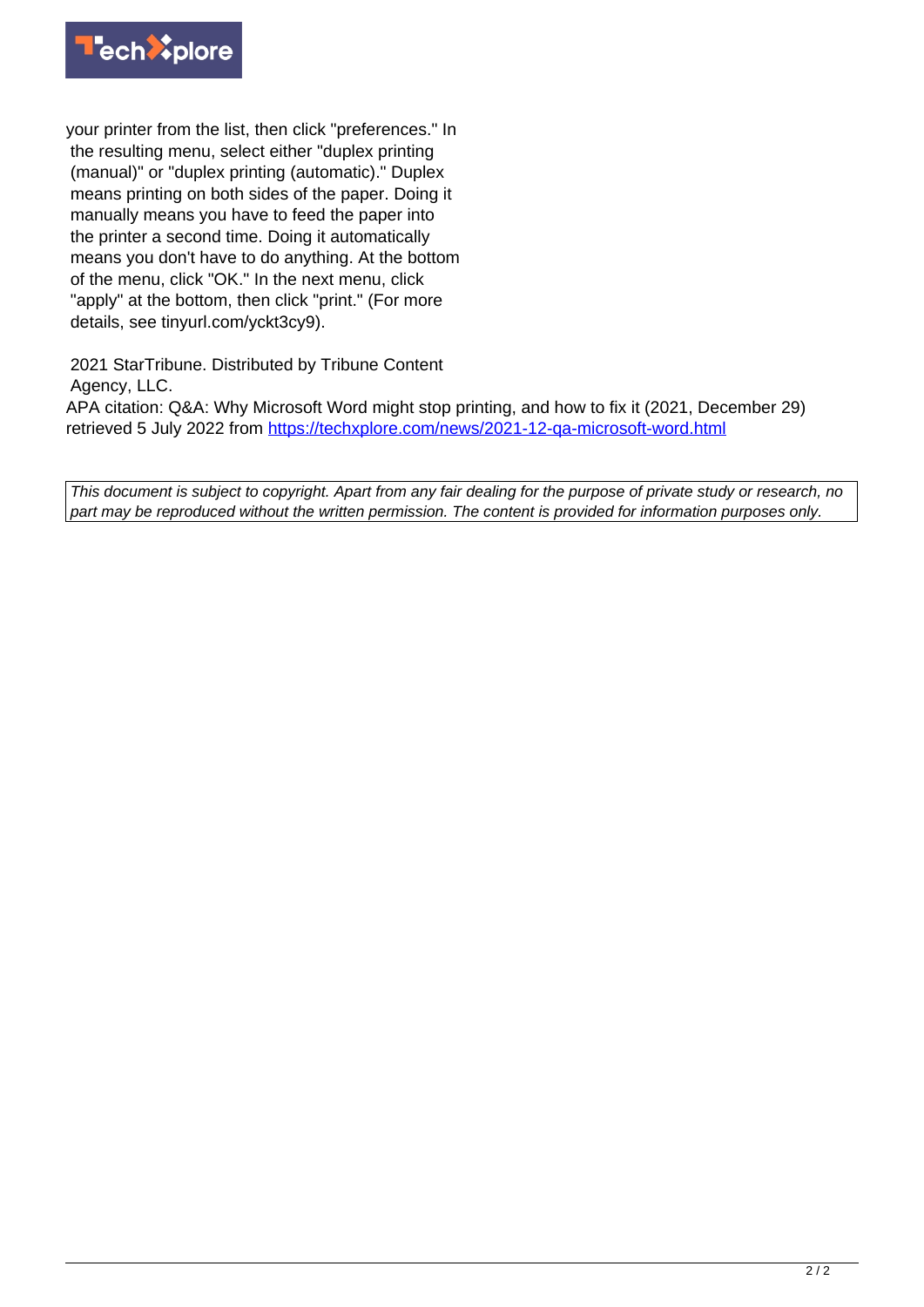your printer from the list, then click "preferences." In the resulting menu, select either "duplex printing (manual)" or "duplex printing (automatic)." Duplex means printing on both sides of the paper. Doing it manually means you have to feed the paper into the printer a second time. Doing it automatically means you don't have to do anything. At the bottom of the menu, click "OK." In the next menu, click "apply" at the bottom, then click "print." (For more details, see tinyurl.com/yckt3cy9).

2021 StarTribune. Distributed by Tribune Content Agency, LLC.

APA citation: Q&A: Why Microsoft Word might stop printing, and how to fix it (2021, December 29) retrieved 5 July 2022 from https://techxplore.com/news/2021-12-qa-microsoft-word.html

*This document is subject to copyright. Apart from any fair dealing for the purpose of private study or research, no part may be reproduced without the written permission. The content is provided for information purposes only.*